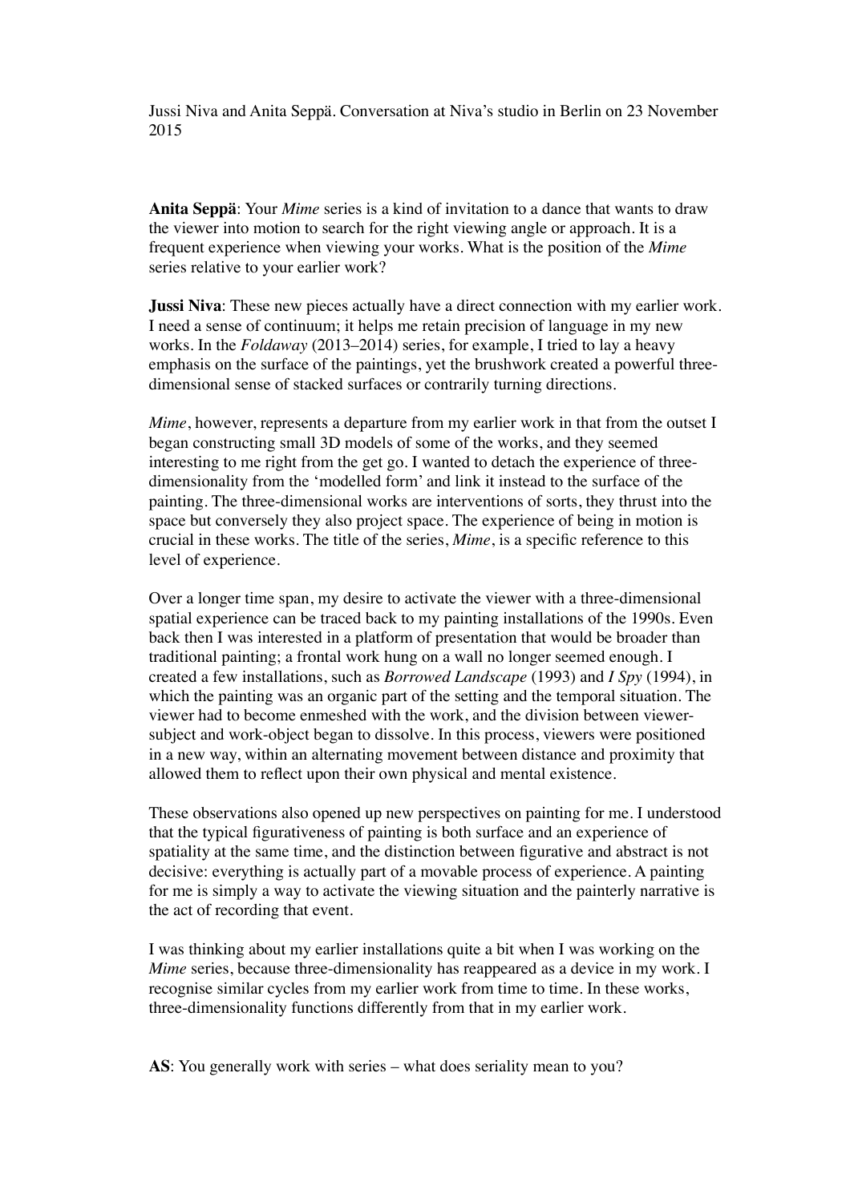Jussi Niva and Anita Seppä. Conversation at Niva's studio in Berlin on 23 November 2015

**Anita Seppä**: Your *Mime* series is a kind of invitation to a dance that wants to draw the viewer into motion to search for the right viewing angle or approach. It is a frequent experience when viewing your works. What is the position of the *Mime* series relative to your earlier work?

**Jussi Niva**: These new pieces actually have a direct connection with my earlier work. I need a sense of continuum; it helps me retain precision of language in my new works. In the *Foldaway* (2013–2014) series, for example, I tried to lay a heavy emphasis on the surface of the paintings, yet the brushwork created a powerful three-dimensional sense of stacked surfaces or contrarily turning directions.

*Mime*, however, represents a departure from my earlier work in that from the outset I began constructing small 3D models of some of the works, and they seemed interesting to me right from the get go. I wanted to detach the experience of three-dimensionality from the 'modelled form' and link it instead to the surface of the painting. The three-dimensional works are interventions of sorts, they thrust into the space but conversely they also project space. The experience of being in motion is crucial in these works. The title of the series, *Mime*, is a specific reference to this level of experience.

Over a longer time span, my desire to activate the viewer with a three-dimensional spatial experience can be traced back to my painting installations of the 1990s. Even back then I was interested in a platform of presentation that would be broader than traditional painting; a frontal work hung on a wall no longer seemed enough. I created a few installations, such as *Borrowed Landscape* (1993) and *I Spy* (1994), in which the painting was an organic part of the setting and the temporal situation. The viewer had to become enmeshed with the work, and the division between viewer-subject and work-object began to dissolve. In this process, viewers were positioned in a new way, within an alternating movement between distance and proximity that allowed them to reflect upon their own physical and mental existence.

These observations also opened up new perspectives on painting for me. I understood that the typical figurativeness of painting is both surface and an experience of spatiality at the same time, and the distinction between figurative and abstract is not decisive: everything is actually part of a movable process of experience. A painting for me is simply a way to activate the viewing situation and the painterly narrative is the act of recording that event.

I was thinking about my earlier installations quite a bit when I was working on the *Mime* series, because three-dimensionality has reappeared as a device in my work. I recognise similar cycles from my earlier work from time to time. In these works, three-dimensionality functions differently from that in my earlier work.

**AS**: You generally work with series – what does seriality mean to you?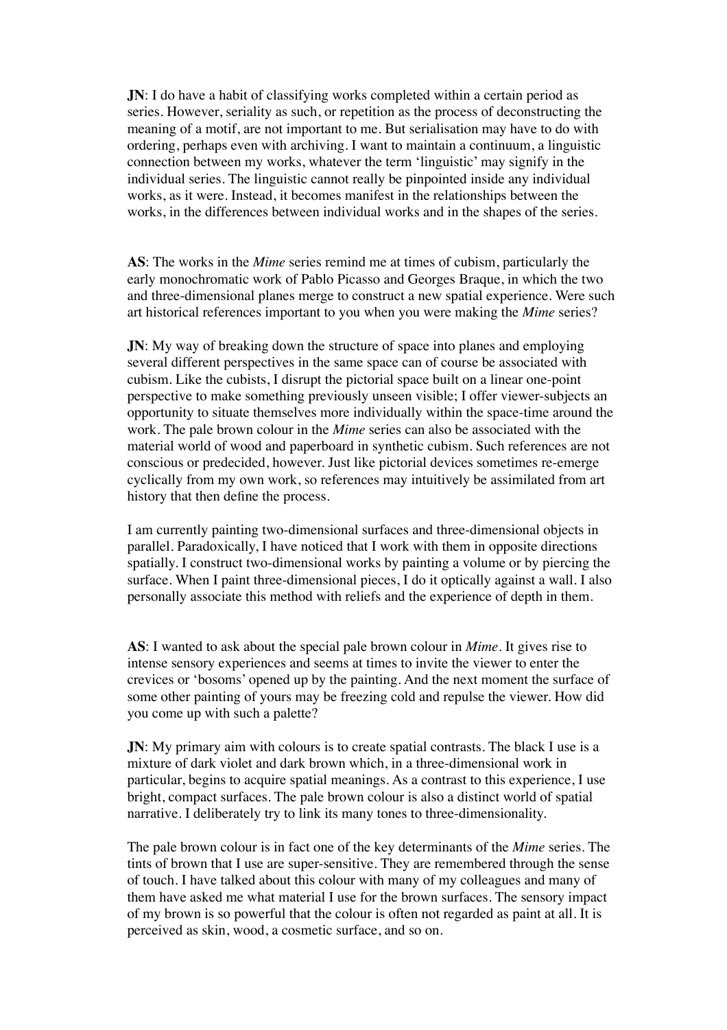**JN**: I do have a habit of classifying works completed within a certain period as series. However, seriality as such, or repetition as the process of deconstructing the meaning of a motif, are not important to me. But serialisation may have to do with ordering, perhaps even with archiving. I want to maintain a continuum, a linguistic connection between my works, whatever the term 'linguistic' may signify in the individual series. The linguistic cannot really be pinpointed inside any individual works, as it were. Instead, it becomes manifest in the relationships between the works, in the differences between individual works and in the shapes of the series.

**AS**: The works in the *Mime* series remind me at times of cubism, particularly the early monochromatic work of Pablo Picasso and Georges Braque, in which the two and three-dimensional planes merge to construct a new spatial experience. Were such art historical references important to you when you were making the *Mime* series?

**JN**: My way of breaking down the structure of space into planes and employing several different perspectives in the same space can of course be associated with cubism. Like the cubists, I disrupt the pictorial space built on a linear one-point perspective to make something previously unseen visible; I offer viewer-subjects an opportunity to situate themselves more individually within the space-time around the work. The pale brown colour in the *Mime* series can also be associated with the material world of wood and paperboard in synthetic cubism. Such references are not conscious or predecided, however. Just like pictorial devices sometimes re-emerge cyclically from my own work, so references may intuitively be assimilated from art history that then define the process.

I am currently painting two-dimensional surfaces and three-dimensional objects in parallel. Paradoxically, I have noticed that I work with them in opposite directions spatially. I construct two-dimensional works by painting a volume or by piercing the surface. When I paint three-dimensional pieces, I do it optically against a wall. I also personally associate this method with reliefs and the experience of depth in them.

**AS**: I wanted to ask about the special pale brown colour in *Mime*. It gives rise to intense sensory experiences and seems at times to invite the viewer to enter the crevices or 'bosoms' opened up by the painting. And the next moment the surface of some other painting of yours may be freezing cold and repulse the viewer. How did you come up with such a palette?

**JN**: My primary aim with colours is to create spatial contrasts. The black I use is a mixture of dark violet and dark brown which, in a three-dimensional work in particular, begins to acquire spatial meanings. As a contrast to this experience, I use bright, compact surfaces. The pale brown colour is also a distinct world of spatial narrative. I deliberately try to link its many tones to three-dimensionality.

The pale brown colour is in fact one of the key determinants of the *Mime* series. The tints of brown that I use are super-sensitive. They are remembered through the sense of touch. I have talked about this colour with many of my colleagues and many of them have asked me what material I use for the brown surfaces. The sensory impact of my brown is so powerful that the colour is often not regarded as paint at all. It is perceived as skin, wood, a cosmetic surface, and so on.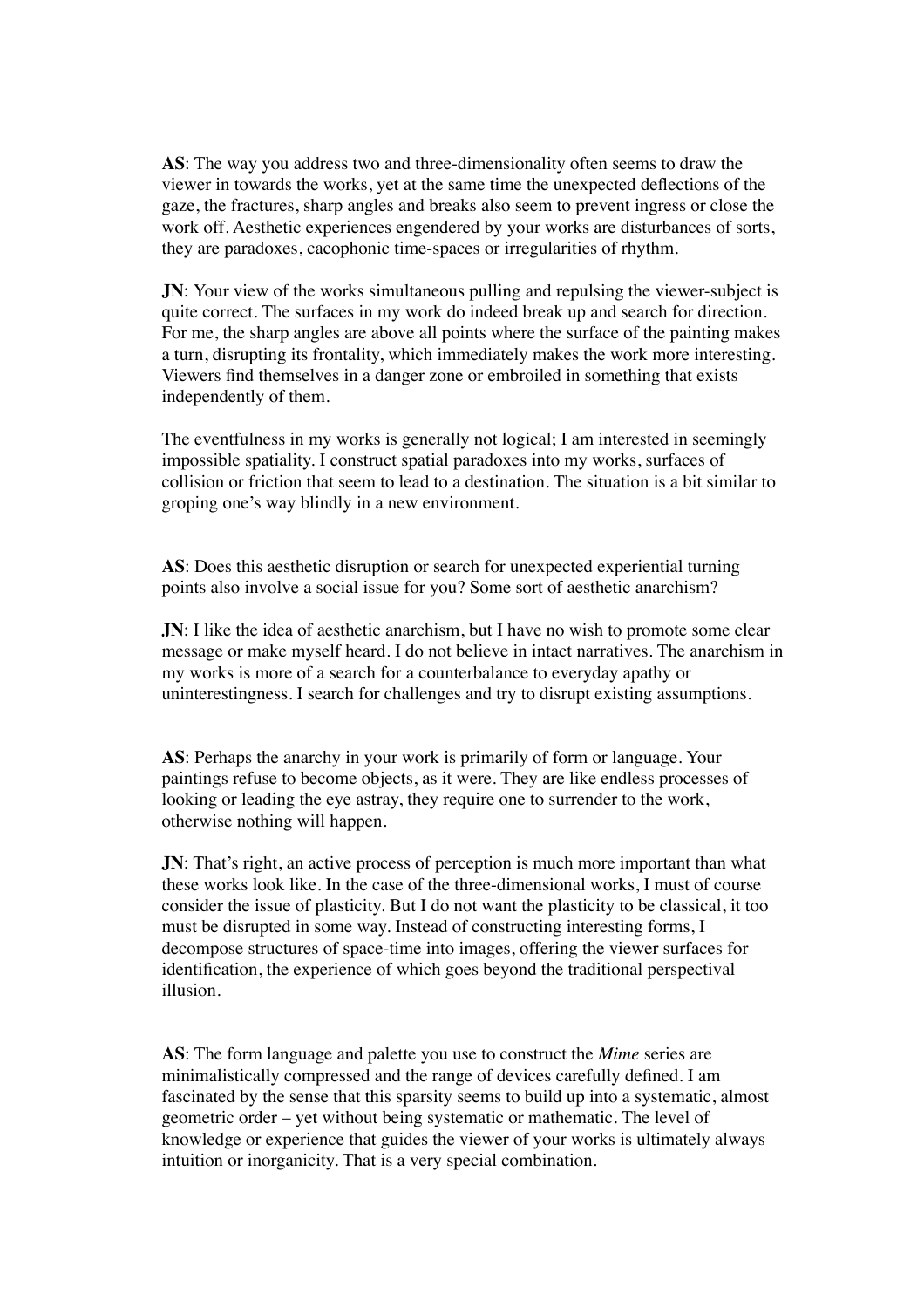**AS**: The way you address two and three-dimensionality often seems to draw the viewer in towards the works, yet at the same time the unexpected deflections of the gaze, the fractures, sharp angles and breaks also seem to prevent ingress or close the work off. Aesthetic experiences engendered by your works are disturbances of sorts, they are paradoxes, cacophonic time-spaces or irregularities of rhythm.

**JN**: Your view of the works simultaneous pulling and repulsing the viewer-subject is quite correct. The surfaces in my work do indeed break up and search for direction. For me, the sharp angles are above all points where the surface of the painting makes a turn, disrupting its frontality, which immediately makes the work more interesting. Viewers find themselves in a danger zone or embroiled in something that exists independently of them.

The eventfulness in my works is generally not logical; I am interested in seemingly impossible spatiality. I construct spatial paradoxes into my works, surfaces of collision or friction that seem to lead to a destination. The situation is a bit similar to groping one's way blindly in a new environment.

**AS**: Does this aesthetic disruption or search for unexpected experiential turning points also involve a social issue for you? Some sort of aesthetic anarchism?

**JN**: I like the idea of aesthetic anarchism, but I have no wish to promote some clear message or make myself heard. I do not believe in intact narratives. The anarchism in my works is more of a search for a counterbalance to everyday apathy or uninterestingness. I search for challenges and try to disrupt existing assumptions.

**AS**: Perhaps the anarchy in your work is primarily of form or language. Your paintings refuse to become objects, as it were. They are like endless processes of looking or leading the eye astray, they require one to surrender to the work, otherwise nothing will happen.

**JN**: That's right, an active process of perception is much more important than what these works look like. In the case of the three-dimensional works, I must of course consider the issue of plasticity. But I do not want the plasticity to be classical, it too must be disrupted in some way. Instead of constructing interesting forms, I decompose structures of space-time into images, offering the viewer surfaces for identification, the experience of which goes beyond the traditional perspectival illusion.

**AS**: The form language and palette you use to construct the *Mime* series are minimalistically compressed and the range of devices carefully defined. I am fascinated by the sense that this sparsity seems to build up into a systematic, almost geometric order – yet without being systematic or mathematic. The level of knowledge or experience that guides the viewer of your works is ultimately always intuition or inorganicity. That is a very special combination.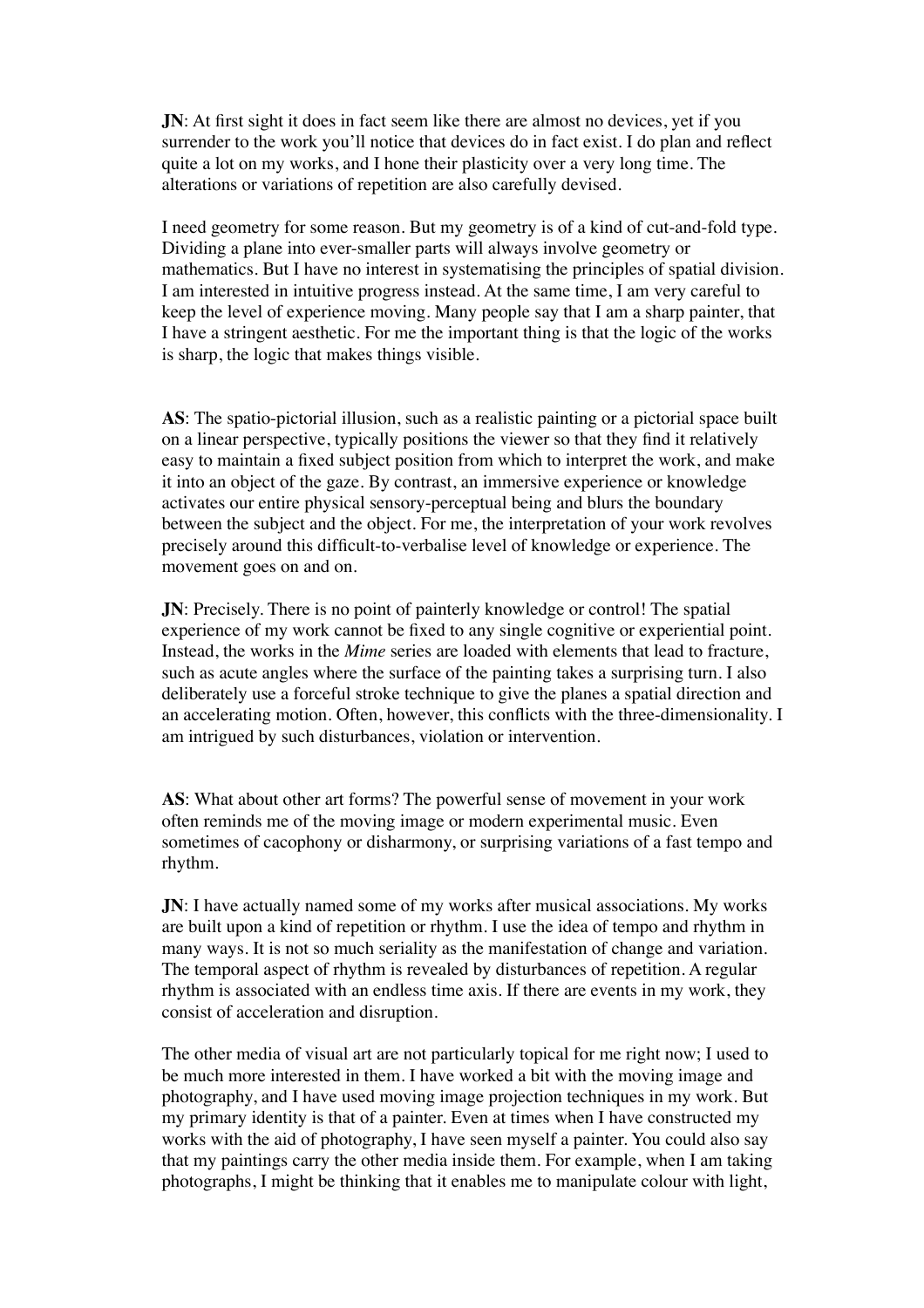**JN**: At first sight it does in fact seem like there are almost no devices, yet if you surrender to the work you'll notice that devices do in fact exist. I do plan and reflect quite a lot on my works, and I hone their plasticity over a very long time. The alterations or variations of repetition are also carefully devised.

I need geometry for some reason. But my geometry is of a kind of cut-and-fold type. Dividing a plane into ever-smaller parts will always involve geometry or mathematics. But I have no interest in systematising the principles of spatial division. I am interested in intuitive progress instead. At the same time, I am very careful to keep the level of experience moving. Many people say that I am a sharp painter, that I have a stringent aesthetic. For me the important thing is that the logic of the works is sharp, the logic that makes things visible.

**AS**: The spatio-pictorial illusion, such as a realistic painting or a pictorial space built on a linear perspective, typically positions the viewer so that they find it relatively easy to maintain a fixed subject position from which to interpret the work, and make it into an object of the gaze. By contrast, an immersive experience or knowledge activates our entire physical sensory-perceptual being and blurs the boundary between the subject and the object. For me, the interpretation of your work revolves precisely around this difficult-to-verbalise level of knowledge or experience. The movement goes on and on.

**JN**: Precisely. There is no point of painterly knowledge or control! The spatial experience of my work cannot be fixed to any single cognitive or experiential point. Instead, the works in the *Mime* series are loaded with elements that lead to fracture, such as acute angles where the surface of the painting takes a surprising turn. I also deliberately use a forceful stroke technique to give the planes a spatial direction and an accelerating motion. Often, however, this conflicts with the three-dimensionality. I am intrigued by such disturbances, violation or intervention.

**AS**: What about other art forms? The powerful sense of movement in your work often reminds me of the moving image or modern experimental music. Even sometimes of cacophony or disharmony, or surprising variations of a fast tempo and rhythm.

**JN**: I have actually named some of my works after musical associations. My works are built upon a kind of repetition or rhythm. I use the idea of tempo and rhythm in many ways. It is not so much seriality as the manifestation of change and variation. The temporal aspect of rhythm is revealed by disturbances of repetition. A regular rhythm is associated with an endless time axis. If there are events in my work, they consist of acceleration and disruption.

The other media of visual art are not particularly topical for me right now; I used to be much more interested in them. I have worked a bit with the moving image and photography, and I have used moving image projection techniques in my work. But my primary identity is that of a painter. Even at times when I have constructed my works with the aid of photography, I have seen myself a painter. You could also say that my paintings carry the other media inside them. For example, when I am taking photographs, I might be thinking that it enables me to manipulate colour with light,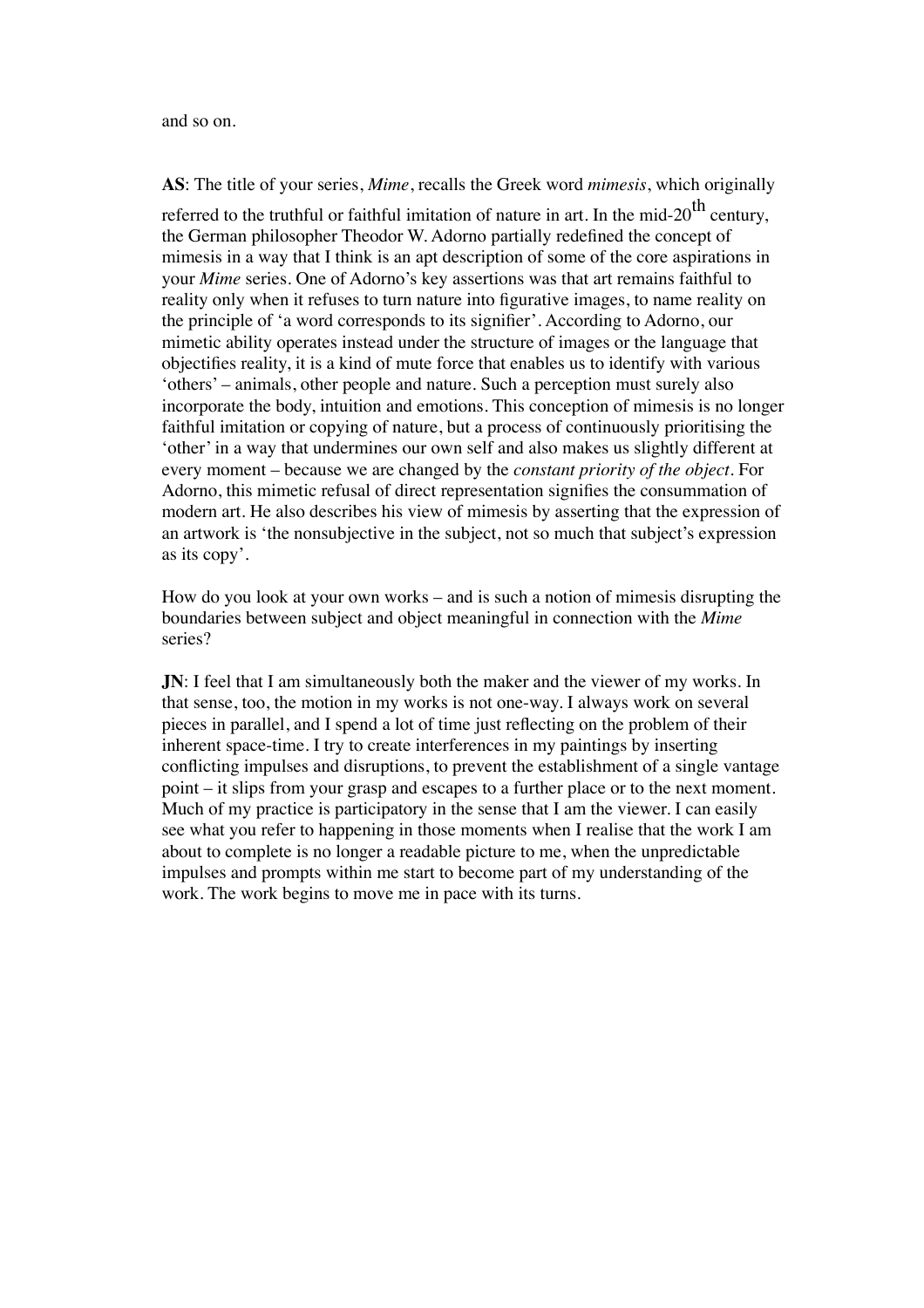and so on.

**AS**: The title of your series, *Mime*, recalls the Greek word *mimesis*, which originally referred to the truthful or faithful imitation of nature in art. In the mid-20th century, the German philosopher Theodor W. Adorno partially redefined the concept of mimesis in a way that I think is an apt description of some of the core aspirations in your *Mime* series. One of Adorno's key assertions was that art remains faithful to reality only when it refuses to turn nature into figurative images, to name reality on the principle of 'a word corresponds to its signifier'. According to Adorno, our mimetic ability operates instead under the structure of images or the language that objectifies reality, it is a kind of mute force that enables us to identify with various 'others' – animals, other people and nature. Such a perception must surely also incorporate the body, intuition and emotions. This conception of mimesis is no longer faithful imitation or copying of nature, but a process of continuously prioritising the 'other' in a way that undermines our own self and also makes us slightly different at every moment – because we are changed by the *constant priority of the object*. For Adorno, this mimetic refusal of direct representation signifies the consummation of modern art. He also describes his view of mimesis by asserting that the expression of an artwork is 'the nonsubjective in the subject, not so much that subject's expression as its copy'.

How do you look at your own works – and is such a notion of mimesis disrupting the boundaries between subject and object meaningful in connection with the *Mime* series?

**JN**: I feel that I am simultaneously both the maker and the viewer of my works. In that sense, too, the motion in my works is not one-way. I always work on several pieces in parallel, and I spend a lot of time just reflecting on the problem of their inherent space-time. I try to create interferences in my paintings by inserting conflicting impulses and disruptions, to prevent the establishment of a single vantage point – it slips from your grasp and escapes to a further place or to the next moment. Much of my practice is participatory in the sense that I am the viewer. I can easily see what you refer to happening in those moments when I realise that the work I am about to complete is no longer a readable picture to me, when the unpredictable impulses and prompts within me start to become part of my understanding of the work. The work begins to move me in pace with its turns.